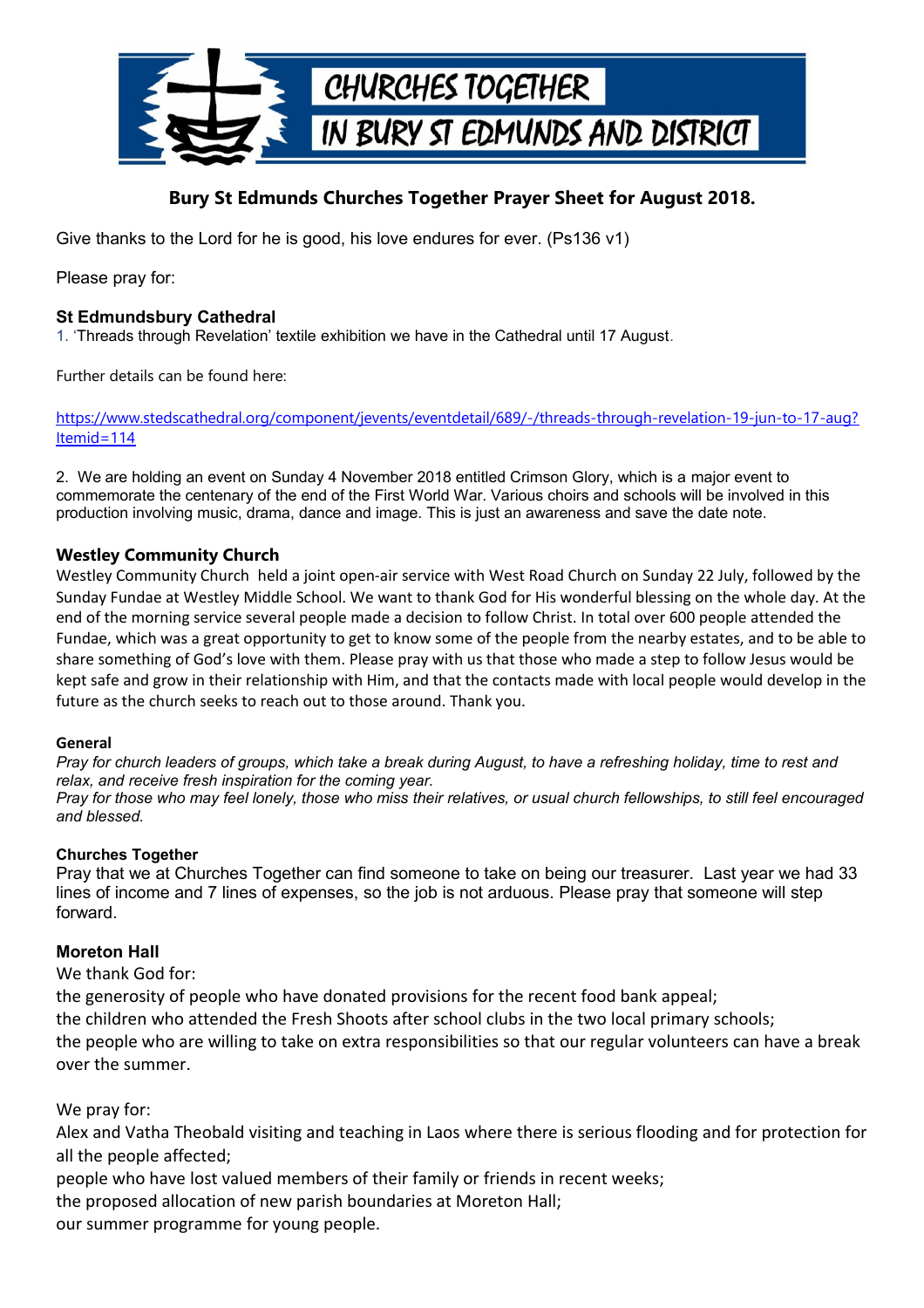# CHURCHES TOGETHER IN BURY ST EDMUNDS AND DISTRICT

## Bury St Edmunds Churches Together Prayer Sheet for August 2018.

Give thanks to the Lord for he is good, his love endures for ever. (Ps136 v1)

Please pray for:

### St Edmundsbury Cathedral

1. 'Threads through Revelation' textile exhibition we have in the Cathedral until 17 August.

Further details can be found here:

https://www.stedscathedral.org/component/jevents/eventdetail/689/-/threads-through-revelation-19-jun-to-17-aug?Itemid=114

2. We are holding an event on Sunday 4 November 2018 entitled Crimson Glory, which is a major event to commemorate the centenary of the end of the First World War. Various choirs and schools will be involved in this production involving music, drama, dance and image. This is just an awareness and save the date note.

### Westley Community Church

Westley Community Church held a joint open-air service with West Road Church on Sunday 22 July, followed by the Sunday Fundae at Westley Middle School. We want to thank God for His wonderful blessing on the whole day. At the end of the morning service several people made a decision to follow Christ. In total over 600 people attended the Fundae, which was a great opportunity to get to know some of the people from the nearby estates, and to be able to share something of God's love with them. Please pray with us that those who made a step to follow Jesus would be kept safe and grow in their relationship with Him, and that the contacts made with local people would develop in the future as the church seeks to reach out to those around. Thank you.

#### General

*Pray for church leaders of groups, which take a break during August, to have a refreshing holiday, time to rest and relax, and receive fresh inspiration for the coming year.*

*Pray for those who may feel lonely, those who miss their relatives, or usual church fellowships, to still feel encouraged and blessed.*

#### Churches Together

Pray that we at Churches Together can find someone to take on being our treasurer. Last year we had 33 lines of income and 7 lines of expenses, so the job is not arduous. Please pray that someone will step forward.

### Moreton Hall

We thank God for:

the generosity of people who have donated provisions for the recent food bank appeal;

the children who attended the Fresh Shoots after school clubs in the two local primary schools;

the people who are willing to take on extra responsibilities so that our regular volunteers can have a break over the summer.

We pray for:

Alex and Vatha Theobald visiting and teaching in Laos where there is serious flooding and for protection for all the people affected;

people who have lost valued members of their family or friends in recent weeks;

the proposed allocation of new parish boundaries at Moreton Hall;

our summer programme for young people.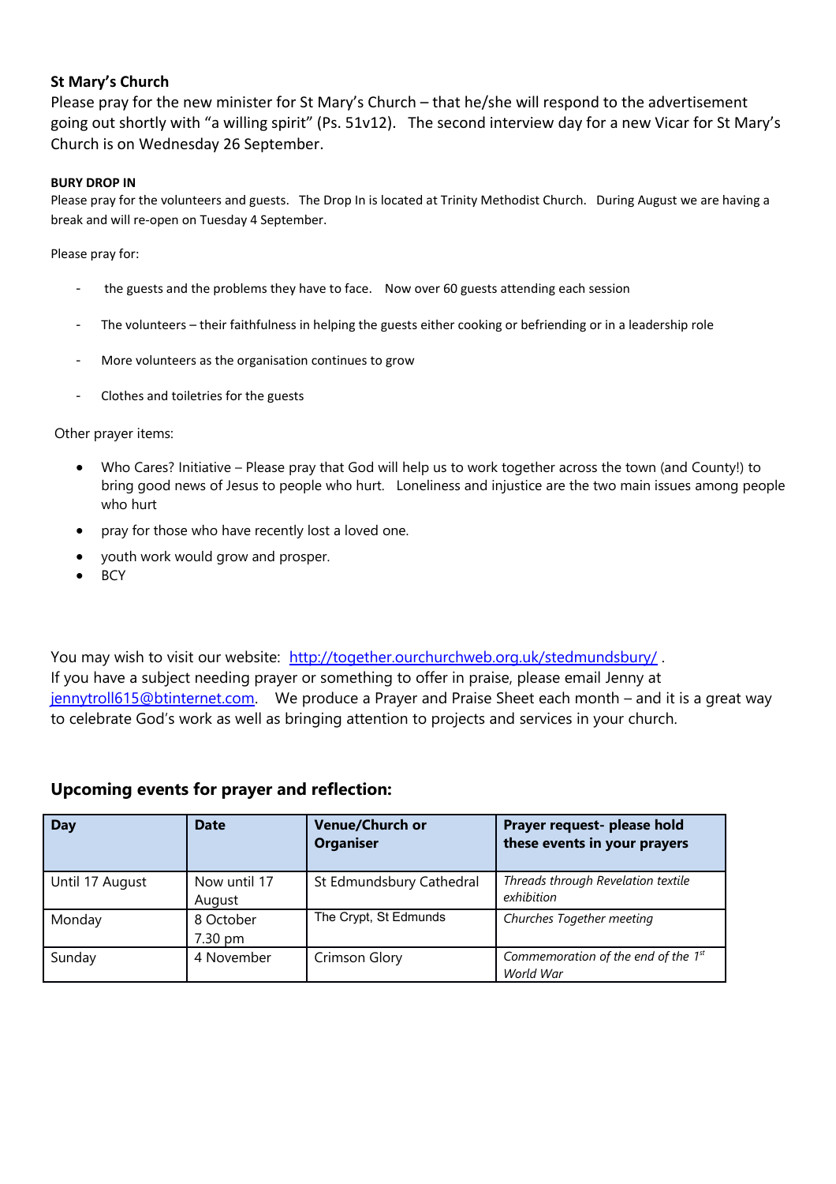**St Mary's Church**
Please pray for the new minister for St Mary's Church – that he/she will respond to the advertisement going out shortly with "a willing spirit" (Ps. 51v12). The second interview day for a new Vicar for St Mary's Church is on Wednesday 26 September.

**BURY DROP IN**
Please pray for the volunteers and guests. The Drop In is located at Trinity Methodist Church. During August we are having a break and will re-open on Tuesday 4 September.

Please pray for:

- the guests and the problems they have to face. Now over 60 guests attending each session
- The volunteers – their faithfulness in helping the guests either cooking or befriending or in a leadership role
- More volunteers as the organisation continues to grow
- Clothes and toiletries for the guests

Other prayer items:

- Who Cares? Initiative – Please pray that God will help us to work together across the town (and County!) to bring good news of Jesus to people who hurt. Loneliness and injustice are the two main issues among people who hurt
- pray for those who have recently lost a loved one.
- youth work would grow and prosper.
- BCY

You may wish to visit our website: http://together.ourchurchweb.org.uk/stedmundsbury/ .
If you have a subject needing prayer or something to offer in praise, please email Jenny at jennytroll615@btinternet.com. We produce a Prayer and Praise Sheet each month – and it is a great way to celebrate God's work as well as bringing attention to projects and services in your church.

## Upcoming events for prayer and reflection:

| Day | Date | Venue/Church or Organiser | Prayer request- please hold these events in your prayers |
|---|---|---|---|
| Until 17 August | Now until 17 August | St Edmundsbury Cathedral | *Threads through Revelation textile exhibition* |
| Monday | 8 October 7.30 pm | The Crypt, St Edmunds | *Churches Together meeting* |
| Sunday | 4 November | Crimson Glory | *Commemoration of the end of the 1st World War* |